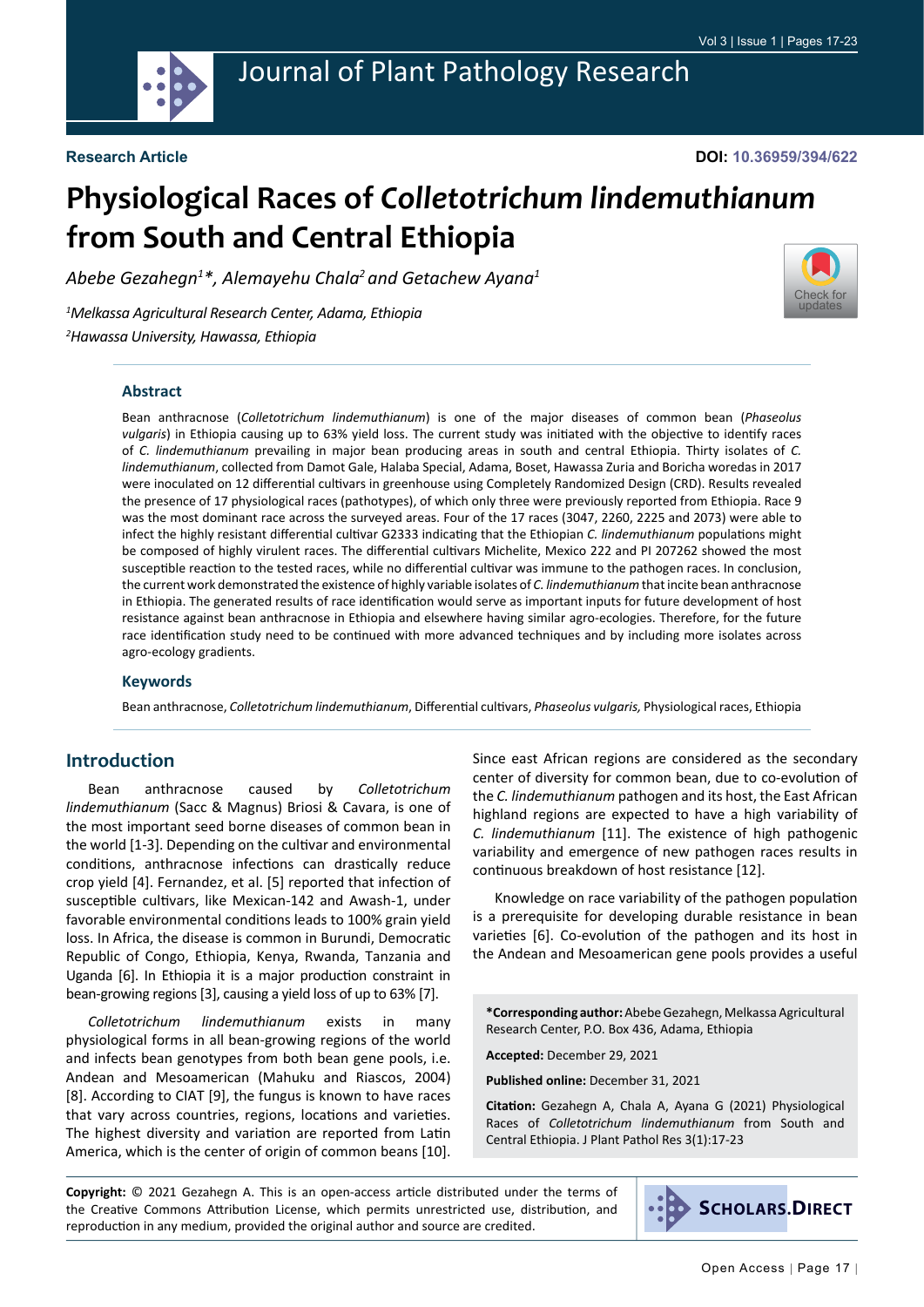**Research Article**

**DOI: 10.36959/394/622**

# Physiological Races of *Colletotrichum lindemuthianum* from South and Central Ethiopia

*Abebe Gezahegn[1]\*, Alemayehu Chala[2] and Getachew Ayana[1]*

*[1]Melkassa Agricultural Research Center, Adama, Ethiopia*
*[2]Hawassa University, Hawassa, Ethiopia*

## Abstract

Bean anthracnose (*Colletotrichum lindemuthianum*) is one of the major diseases of common bean (*Phaseolus vulgaris*) in Ethiopia causing up to 63% yield loss. The current study was initiated with the objective to identify races of *C. lindemuthianum* prevailing in major bean producing areas in south and central Ethiopia. Thirty isolates of *C. lindemuthianum*, collected from Damot Gale, Halaba Special, Adama, Boset, Hawassa Zuria and Boricha woredas in 2017 were inoculated on 12 differential cultivars in greenhouse using Completely Randomized Design (CRD). Results revealed the presence of 17 physiological races (pathotypes), of which only three were previously reported from Ethiopia. Race 9 was the most dominant race across the surveyed areas. Four of the 17 races (3047, 2260, 2225 and 2073) were able to infect the highly resistant differential cultivar G2333 indicating that the Ethiopian *C. lindemuthianum* populations might be composed of highly virulent races. The differential cultivars Michelite, Mexico 222 and PI 207262 showed the most susceptible reaction to the tested races, while no differential cultivar was immune to the pathogen races. In conclusion, the current work demonstrated the existence of highly variable isolates of *C. lindemuthianum* that incite bean anthracnose in Ethiopia. The generated results of race identification would serve as important inputs for future development of host resistance against bean anthracnose in Ethiopia and elsewhere having similar agro-ecologies. Therefore, for the future race identification study need to be continued with more advanced techniques and by including more isolates across agro-ecology gradients.

### Keywords

Bean anthracnose, *Colletotrichum lindemuthianum*, Differential cultivars, *Phaseolus vulgaris,* Physiological races, Ethiopia

## Introduction

Bean anthracnose caused by *Colletotrichum lindemuthianum* (Sacc & Magnus) Briosi & Cavara, is one of the most important seed borne diseases of common bean in the world [1-3]. Depending on the cultivar and environmental conditions, anthracnose infections can drastically reduce crop yield [4]. Fernandez, et al. [5] reported that infection of susceptible cultivars, like Mexican-142 and Awash-1, under favorable environmental conditions leads to 100% grain yield loss. In Africa, the disease is common in Burundi, Democratic Republic of Congo, Ethiopia, Kenya, Rwanda, Tanzania and Uganda [6]. In Ethiopia it is a major production constraint in bean-growing regions [3], causing a yield loss of up to 63% [7].

*Colletotrichum lindemuthianum* exists in many physiological forms in all bean-growing regions of the world and infects bean genotypes from both bean gene pools, i.e. Andean and Mesoamerican (Mahuku and Riascos, 2004) [8]. According to CIAT [9], the fungus is known to have races that vary across countries, regions, locations and varieties. The highest diversity and variation are reported from Latin America, which is the center of origin of common beans [10].

Since east African regions are considered as the secondary center of diversity for common bean, due to co-evolution of the *C. lindemuthianum* pathogen and its host, the East African highland regions are expected to have a high variability of *C. lindemuthianum* [11]. The existence of high pathogenic variability and emergence of new pathogen races results in continuous breakdown of host resistance [12].

Knowledge on race variability of the pathogen population is a prerequisite for developing durable resistance in bean varieties [6]. Co-evolution of the pathogen and its host in the Andean and Mesoamerican gene pools provides a useful

**\*Corresponding author:** Abebe Gezahegn, Melkassa Agricultural Research Center, P.O. Box 436, Adama, Ethiopia

**Accepted:** December 29, 2021

**Published online:** December 31, 2021

**Citation:** Gezahegn A, Chala A, Ayana G (2021) Physiological Races of *Colletotrichum lindemuthianum* from South and Central Ethiopia. J Plant Pathol Res 3(1):17-23

**Copyright:** © 2021 Gezahegn A. This is an open-access article distributed under the terms of the Creative Commons Attribution License, which permits unrestricted use, distribution, and reproduction in any medium, provided the original author and source are credited.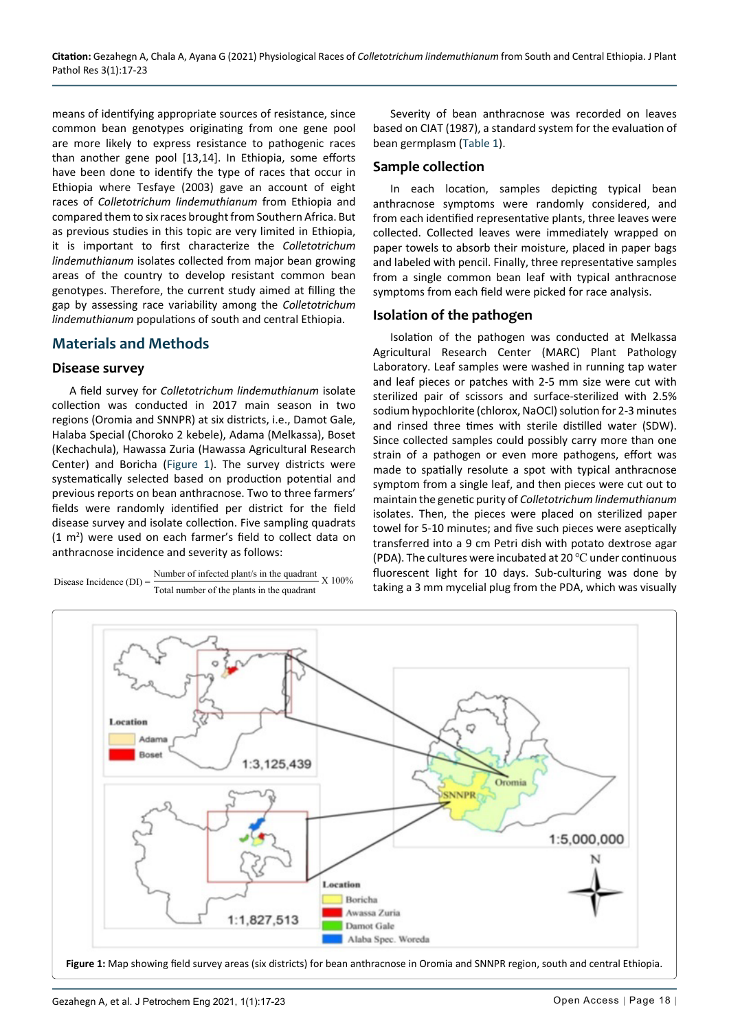means of identifying appropriate sources of resistance, since common bean genotypes originating from one gene pool are more likely to express resistance to pathogenic races than another gene pool [13,14]. In Ethiopia, some efforts have been done to identify the type of races that occur in Ethiopia where Tesfaye (2003) gave an account of eight races of *Colletotrichum lindemuthianum* from Ethiopia and compared them to six races brought from Southern Africa. But as previous studies in this topic are very limited in Ethiopia, it is important to first characterize the *Colletotrichum lindemuthianum* isolates collected from major bean growing areas of the country to develop resistant common bean genotypes. Therefore, the current study aimed at filling the gap by assessing race variability among the *Colletotrichum lindemuthianum* populations of south and central Ethiopia.

## Materials and Methods

### Disease survey

A field survey for *Colletotrichum lindemuthianum* isolate collection was conducted in 2017 main season in two regions (Oromia and SNNPR) at six districts, i.e., Damot Gale, Halaba Special (Choroko 2 kebele), Adama (Melkassa), Boset (Kechachula), Hawassa Zuria (Hawassa Agricultural Research Center) and Boricha (Figure 1). The survey districts were systematically selected based on production potential and previous reports on bean anthracnose. Two to three farmers' fields were randomly identified per district for the field disease survey and isolate collection. Five sampling quadrats (1 $m^2$) were used on each farmer's field to collect data on anthracnose incidence and severity as follows:

$$\text{Disease Incidence (DI)} = \frac{\text{Number of infected plant/s in the quadrant}}{\text{Total number of the plants in the quadrant}} \text{ X } 100\%$$

Severity of bean anthracnose was recorded on leaves based on CIAT (1987), a standard system for the evaluation of bean germplasm (Table 1).

### Sample collection

In each location, samples depicting typical bean anthracnose symptoms were randomly considered, and from each identified representative plants, three leaves were collected. Collected leaves were immediately wrapped on paper towels to absorb their moisture, placed in paper bags and labeled with pencil. Finally, three representative samples from a single common bean leaf with typical anthracnose symptoms from each field were picked for race analysis.

### Isolation of the pathogen

Isolation of the pathogen was conducted at Melkassa Agricultural Research Center (MARC) Plant Pathology Laboratory. Leaf samples were washed in running tap water and leaf pieces or patches with 2-5 mm size were cut with sterilized pair of scissors and surface-sterilized with 2.5% sodium hypochlorite (chlorox, NaOCl) solution for 2-3 minutes and rinsed three times with sterile distilled water (SDW). Since collected samples could possibly carry more than one strain of a pathogen or even more pathogens, effort was made to spatially resolute a spot with typical anthracnose symptom from a single leaf, and then pieces were cut out to maintain the genetic purity of *Colletotrichum lindemuthianum* isolates. Then, the pieces were placed on sterilized paper towel for 5-10 minutes; and five such pieces were aseptically transferred into a 9 cm Petri dish with potato dextrose agar (PDA). The cultures were incubated at 20 ℃ under continuous fluorescent light for 10 days. Sub-culturing was done by taking a 3 mm mycelial plug from the PDA, which was visually

**Figure 1:** Map showing field survey areas (six districts) for bean anthracnose in Oromia and SNNPR region, south and central Ethiopia.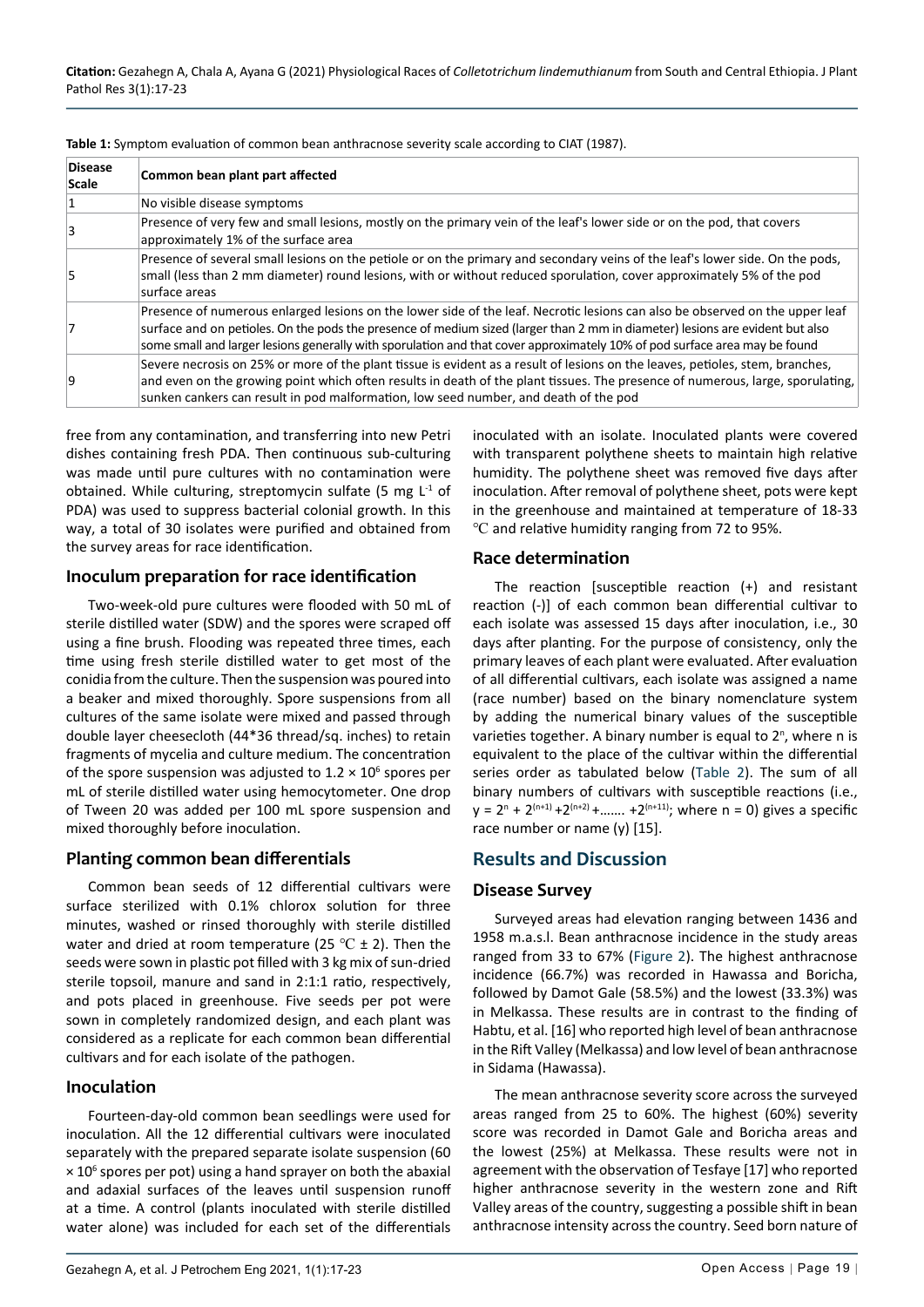**Table 1:** Symptom evaluation of common bean anthracnose severity scale according to CIAT (1987).

| Disease Scale | Common bean plant part affected |
|---|---|
| 1 | No visible disease symptoms |
| 3 | Presence of very few and small lesions, mostly on the primary vein of the leaf's lower side or on the pod, that covers approximately 1% of the surface area |
| 5 | Presence of several small lesions on the petiole or on the primary and secondary veins of the leaf's lower side. On the pods, small (less than 2 mm diameter) round lesions, with or without reduced sporulation, cover approximately 5% of the pod surface areas |
| 7 | Presence of numerous enlarged lesions on the lower side of the leaf. Necrotic lesions can also be observed on the upper leaf surface and on petioles. On the pods the presence of medium sized (larger than 2 mm in diameter) lesions are evident but also some small and larger lesions generally with sporulation and that cover approximately 10% of pod surface area may be found |
| 9 | Severe necrosis on 25% or more of the plant tissue is evident as a result of lesions on the leaves, petioles, stem, branches, and even on the growing point which often results in death of the plant tissues. The presence of numerous, large, sporulating, sunken cankers can result in pod malformation, low seed number, and death of the pod |

free from any contamination, and transferring into new Petri dishes containing fresh PDA. Then continuous sub-culturing was made until pure cultures with no contamination were obtained. While culturing, streptomycin sulfate (5 mg $L^{-1}$ of PDA) was used to suppress bacterial colonial growth. In this way, a total of 30 isolates were purified and obtained from the survey areas for race identification.

## Inoculum preparation for race identification

Two-week-old pure cultures were flooded with 50 mL of sterile distilled water (SDW) and the spores were scraped off using a fine brush. Flooding was repeated three times, each time using fresh sterile distilled water to get most of the conidia from the culture. Then the suspension was poured into a beaker and mixed thoroughly. Spore suspensions from all cultures of the same isolate were mixed and passed through double layer cheesecloth (44*36 thread/sq. inches) to retain fragments of mycelia and culture medium. The concentration of the spore suspension was adjusted to $1.2 \times 10^6$ spores per mL of sterile distilled water using hemocytometer. One drop of Tween 20 was added per 100 mL spore suspension and mixed thoroughly before inoculation.

## Planting common bean differentials

Common bean seeds of 12 differential cultivars were surface sterilized with 0.1% chlorox solution for three minutes, washed or rinsed thoroughly with sterile distilled water and dried at room temperature (25 ℃ ± 2). Then the seeds were sown in plastic pot filled with 3 kg mix of sun-dried sterile topsoil, manure and sand in 2:1:1 ratio, respectively, and pots placed in greenhouse. Five seeds per pot were sown in completely randomized design, and each plant was considered as a replicate for each common bean differential cultivars and for each isolate of the pathogen.

## Inoculation

Fourteen-day-old common bean seedlings were used for inoculation. All the 12 differential cultivars were inoculated separately with the prepared separate isolate suspension ($60 \times 10^6$ spores per pot) using a hand sprayer on both the abaxial and adaxial surfaces of the leaves until suspension runoff at a time. A control (plants inoculated with sterile distilled water alone) was included for each set of the differentials inoculated with an isolate. Inoculated plants were covered with transparent polythene sheets to maintain high relative humidity. The polythene sheet was removed five days after inoculation. After removal of polythene sheet, pots were kept in the greenhouse and maintained at temperature of 18-33 ℃ and relative humidity ranging from 72 to 95%.

## Race determination

The reaction [susceptible reaction (+) and resistant reaction (-)] of each common bean differential cultivar to each isolate was assessed 15 days after inoculation, i.e., 30 days after planting. For the purpose of consistency, only the primary leaves of each plant were evaluated. After evaluation of all differential cultivars, each isolate was assigned a name (race number) based on the binary nomenclature system by adding the numerical binary values of the susceptible varieties together. A binary number is equal to $2^n$, where n is equivalent to the place of the cultivar within the differential series order as tabulated below (Table 2). The sum of all binary numbers of cultivars with susceptible reactions (i.e., $y = 2^n + 2^{(n+1)} + 2^{(n+2)} + \ldots\ldots + 2^{(n+11)}$; where n = 0) gives a specific race number or name (y) [15].

# Results and Discussion

## Disease Survey

Surveyed areas had elevation ranging between 1436 and 1958 m.a.s.l. Bean anthracnose incidence in the study areas ranged from 33 to 67% (Figure 2). The highest anthracnose incidence (66.7%) was recorded in Hawassa and Boricha, followed by Damot Gale (58.5%) and the lowest (33.3%) was in Melkassa. These results are in contrast to the finding of Habtu, et al. [16] who reported high level of bean anthracnose in the Rift Valley (Melkassa) and low level of bean anthracnose in Sidama (Hawassa).

The mean anthracnose severity score across the surveyed areas ranged from 25 to 60%. The highest (60%) severity score was recorded in Damot Gale and Boricha areas and the lowest (25%) at Melkassa. These results were not in agreement with the observation of Tesfaye [17] who reported higher anthracnose severity in the western zone and Rift Valley areas of the country, suggesting a possible shift in bean anthracnose intensity across the country. Seed born nature of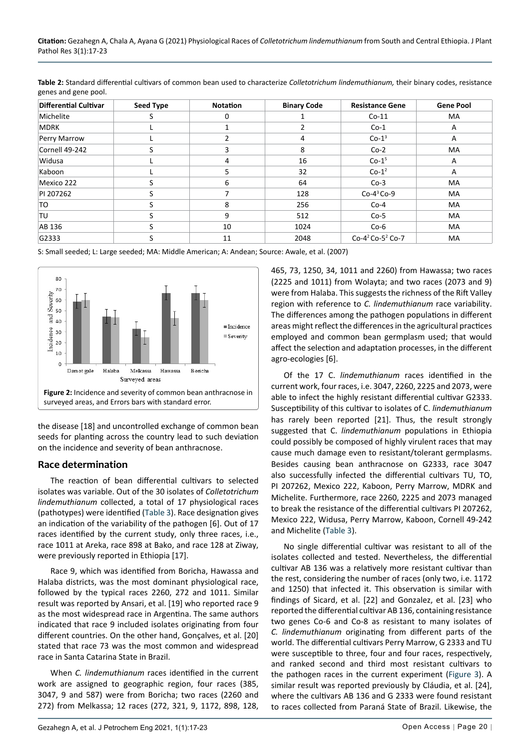**Table 2:** Standard differential cultivars of common bean used to characterize *Colletotrichum lindemuthianum,* their binary codes, resistance genes and gene pool.

| Differential Cultivar | Seed Type | Notation | Binary Code | Resistance Gene | Gene Pool |
|---|---|---|---|---|---|
| Michelite | S | 0 | 1 | Co-11 | MA |
| MDRK | L | 1 | 2 | Co-1 | A |
| Perry Marrow | L | 2 | 4 | Co-1$^3$ | A |
| Cornell 49-242 | S | 3 | 8 | Co-2 | MA |
| Widusa | L | 4 | 16 | Co-1$^5$ | A |
| Kaboon | L | 5 | 32 | Co-1$^2$ | A |
| Mexico 222 | S | 6 | 64 | Co-3 | MA |
| PI 207262 | S | 7 | 128 | Co-4$^3$ Co-9 | MA |
| TO | S | 8 | 256 | Co-4 | MA |
| TU | S | 9 | 512 | Co-5 | MA |
| AB 136 | S | 10 | 1024 | Co-6 | MA |
| G2333 | S | 11 | 2048 | Co-4$^2$ Co-5$^2$ Co-7 | MA |

S: Small seeded; L: Large seeded; MA: Middle American; A: Andean; Source: Awale, et al. (2007)

**Figure 2:** Incidence and severity of common bean anthracnose in surveyed areas, and Errors bars with standard error.

the disease [18] and uncontrolled exchange of common bean seeds for planting across the country lead to such deviation on the incidence and severity of bean anthracnose.

## Race determination

The reaction of bean differential cultivars to selected isolates was variable. Out of the 30 isolates of *Colletotrichum lindemuthianum* collected, a total of 17 physiological races (pathotypes) were identified (Table 3). Race designation gives an indication of the variability of the pathogen [6]. Out of 17 races identified by the current study, only three races, i.e., race 1011 at Areka, race 898 at Bako, and race 128 at Ziway, were previously reported in Ethiopia [17].

Race 9, which was identified from Boricha, Hawassa and Halaba districts, was the most dominant physiological race, followed by the typical races 2260, 272 and 1011. Similar result was reported by Ansari, et al. [19] who reported race 9 as the most widespread race in Argentina. The same authors indicated that race 9 included isolates originating from four different countries. On the other hand, Gonçalves, et al. [20] stated that race 73 was the most common and widespread race in Santa Catarina State in Brazil.

When *C. lindemuthianum* races identified in the current work are assigned to geographic region, four races (385, 3047, 9 and 587) were from Boricha; two races (2260 and 272) from Melkassa; 12 races (272, 321, 9, 1172, 898, 128, 465, 73, 1250, 34, 1011 and 2260) from Hawassa; two races (2225 and 1011) from Wolayta; and two races (2073 and 9) were from Halaba. This suggests the richness of the Rift Valley region with reference to *C. lindemuthianum* race variability. The differences among the pathogen populations in different areas might reflect the differences in the agricultural practices employed and common bean germplasm used; that would affect the selection and adaptation processes, in the different agro-ecologies [6].

Of the 17 C. *lindemuthianum* races identified in the current work, four races, i.e. 3047, 2260, 2225 and 2073, were able to infect the highly resistant differential cultivar G2333. Susceptibility of this cultivar to isolates of C. *lindemuthianum* has rarely been reported [21]. Thus, the result strongly suggested that C. *lindemuthianum* populations in Ethiopia could possibly be composed of highly virulent races that may cause much damage even to resistant/tolerant germplasms. Besides causing bean anthracnose on G2333, race 3047 also successfully infected the differential cultivars TU, TO, PI 207262, Mexico 222, Kaboon, Perry Marrow, MDRK and Michelite. Furthermore, race 2260, 2225 and 2073 managed to break the resistance of the differential cultivars PI 207262, Mexico 222, Widusa, Perry Marrow, Kaboon, Cornell 49-242 and Michelite (Table 3).

No single differential cultivar was resistant to all of the isolates collected and tested. Nevertheless, the differential cultivar AB 136 was a relatively more resistant cultivar than the rest, considering the number of races (only two, i.e. 1172 and 1250) that infected it. This observation is similar with findings of Sicard, et al. [22] and Gonzalez, et al. [23] who reported the differential cultivar AB 136, containing resistance two genes Co-6 and Co-8 as resistant to many isolates of *C. lindemuthianum* originating from different parts of the world. The differential cultivars Perry Marrow, G 2333 and TU were susceptible to three, four and four races, respectively, and ranked second and third most resistant cultivars to the pathogen races in the current experiment (Figure 3). A similar result was reported previously by Cláudia, et al. [24], where the cultivars AB 136 and G 2333 were found resistant to races collected from Paraná State of Brazil. Likewise, the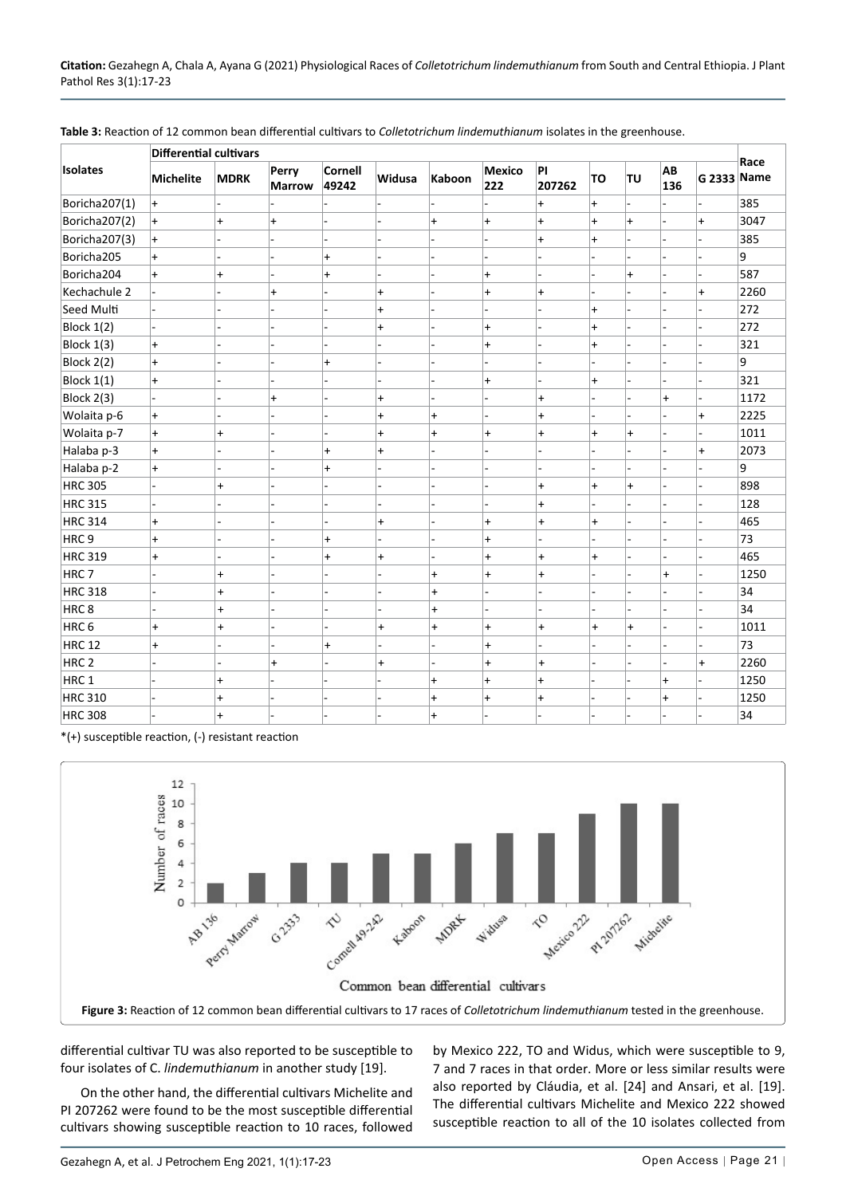**Table 3:** Reaction of 12 common bean differential cultivars to *Colletotrichum lindemuthianum* isolates in the greenhouse.

| Isolates | Differential cultivars | | | | | | | | | | | | Race Name |
|---|---|---|---|---|---|---|---|---|---|---|---|---|---|
| | Michelite | MDRK | Perry Marrow | Cornell 49242 | Widusa | Kaboon | Mexico 222 | PI 207262 | TO | TU | AB 136 | G 2333 | |
| Boricha207(1) | + | - | - | - | - | - | - | + | + | - | - | - | 385 |
| Boricha207(2) | + | + | + | - | - | + | + | + | + | + | - | + | 3047 |
| Boricha207(3) | + | - | - | - | - | - | - | + | + | - | - | - | 385 |
| Boricha205 | + | - | - | + | - | - | - | - | - | - | - | - | 9 |
| Boricha204 | + | + | - | + | - | - | + | - | - | + | - | - | 587 |
| Kechachule 2 | - | - | + | - | + | - | + | + | - | - | - | + | 2260 |
| Seed Multi | - | - | - | - | + | - | - | - | + | - | - | - | 272 |
| Block 1(2) | - | - | - | - | + | - | + | - | + | - | - | - | 272 |
| Block 1(3) | + | - | - | - | - | - | + | - | + | - | - | - | 321 |
| Block 2(2) | + | - | - | + | - | - | - | - | - | - | - | - | 9 |
| Block 1(1) | + | - | - | - | - | - | + | - | + | - | - | - | 321 |
| Block 2(3) | - | - | + | - | + | - | - | + | - | - | + | - | 1172 |
| Wolaita p-6 | + | - | - | - | + | + | - | + | - | - | - | + | 2225 |
| Wolaita p-7 | + | + | - | - | + | + | + | + | + | + | - | - | 1011 |
| Halaba p-3 | + | - | - | + | + | - | - | - | - | - | - | + | 2073 |
| Halaba p-2 | + | - | - | + | - | - | - | - | - | - | - | - | 9 |
| HRC 305 | - | + | - | - | - | - | - | + | + | + | - | - | 898 |
| HRC 315 | - | - | - | - | - | - | - | + | - | - | - | - | 128 |
| HRC 314 | + | - | - | - | + | - | + | + | + | - | - | - | 465 |
| HRC 9 | + | - | - | + | - | - | + | - | - | - | - | - | 73 |
| HRC 319 | + | - | - | + | + | - | + | + | + | - | - | - | 465 |
| HRC 7 | - | + | - | - | - | + | + | + | - | - | + | - | 1250 |
| HRC 318 | - | + | - | - | - | + | - | - | - | - | - | - | 34 |
| HRC 8 | - | + | - | - | - | + | - | - | - | - | - | - | 34 |
| HRC 6 | + | + | - | - | + | + | + | + | + | + | - | - | 1011 |
| HRC 12 | + | - | - | + | - | - | + | - | - | - | - | - | 73 |
| HRC 2 | - | - | + | - | + | - | + | + | - | - | - | + | 2260 |
| HRC 1 | - | + | - | - | - | + | + | + | - | - | + | - | 1250 |
| HRC 310 | - | + | - | - | - | + | + | + | - | - | + | - | 1250 |
| HRC 308 | - | + | - | - | - | + | - | - | - | - | - | - | 34 |

*(+) susceptible reaction, (-) resistant reaction

**Figure 3:** Reaction of 12 common bean differential cultivars to 17 races of *Colletotrichum lindemuthianum* tested in the greenhouse.

differential cultivar TU was also reported to be susceptible to four isolates of C. *lindemuthianum* in another study [19].

On the other hand, the differential cultivars Michelite and PI 207262 were found to be the most susceptible differential cultivars showing susceptible reaction to 10 races, followed by Mexico 222, TO and Widus, which were susceptible to 9, 7 and 7 races in that order. More or less similar results were also reported by Cláudia, et al. [24] and Ansari, et al. [19]. The differential cultivars Michelite and Mexico 222 showed susceptible reaction to all of the 10 isolates collected from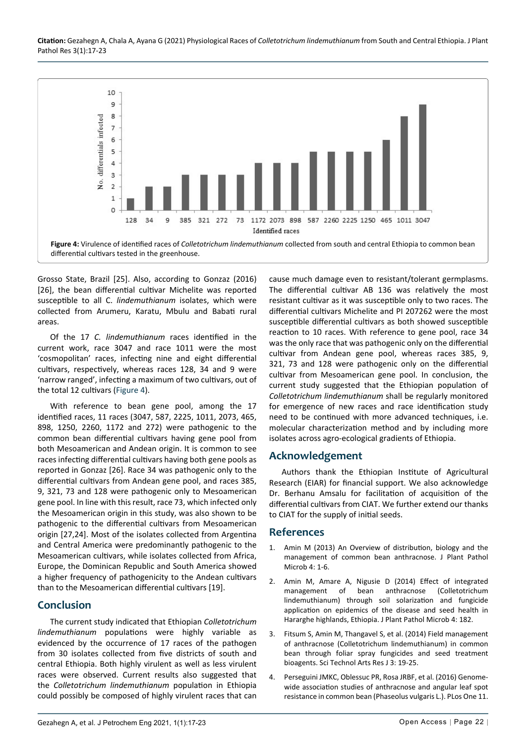Figure 4: Virulence of identified races of *Colletotrichum lindemuthianum* collected from south and central Ethiopia to common bean differential cultivars tested in the greenhouse.

Grosso State, Brazil [25]. Also, according to Gonzaz (2016) [26], the bean differential cultivar Michelite was reported susceptible to all C. *lindemuthianum* isolates, which were collected from Arumeru, Karatu, Mbulu and Babati rural areas.

Of the 17 *C. lindemuthianum* races identified in the current work, race 3047 and race 1011 were the most 'cosmopolitan' races, infecting nine and eight differential cultivars, respectively, whereas races 128, 34 and 9 were 'narrow ranged', infecting a maximum of two cultivars, out of the total 12 cultivars (Figure 4).

With reference to bean gene pool, among the 17 identified races, 11 races (3047, 587, 2225, 1011, 2073, 465, 898, 1250, 2260, 1172 and 272) were pathogenic to the common bean differential cultivars having gene pool from both Mesoamerican and Andean origin. It is common to see races infecting differential cultivars having both gene pools as reported in Gonzaz [26]. Race 34 was pathogenic only to the differential cultivars from Andean gene pool, and races 385, 9, 321, 73 and 128 were pathogenic only to Mesoamerican gene pool. In line with this result, race 73, which infected only the Mesoamerican origin in this study, was also shown to be pathogenic to the differential cultivars from Mesoamerican origin [27,24]. Most of the isolates collected from Argentina and Central America were predominantly pathogenic to the Mesoamerican cultivars, while isolates collected from Africa, Europe, the Dominican Republic and South America showed a higher frequency of pathogenicity to the Andean cultivars than to the Mesoamerican differential cultivars [19].

## Conclusion

The current study indicated that Ethiopian *Colletotrichum lindemuthianum* populations were highly variable as evidenced by the occurrence of 17 races of the pathogen from 30 isolates collected from five districts of south and central Ethiopia. Both highly virulent as well as less virulent races were observed. Current results also suggested that the *Colletotrichum lindemuthianum* population in Ethiopia could possibly be composed of highly virulent races that can cause much damage even to resistant/tolerant germplasms. The differential cultivar AB 136 was relatively the most resistant cultivar as it was susceptible only to two races. The differential cultivars Michelite and PI 207262 were the most susceptible differential cultivars as both showed susceptible reaction to 10 races. With reference to gene pool, race 34 was the only race that was pathogenic only on the differential cultivar from Andean gene pool, whereas races 385, 9, 321, 73 and 128 were pathogenic only on the differential cultivar from Mesoamerican gene pool. In conclusion, the current study suggested that the Ethiopian population of *Colletotrichum lindemuthianum* shall be regularly monitored for emergence of new races and race identification study need to be continued with more advanced techniques, i.e. molecular characterization method and by including more isolates across agro-ecological gradients of Ethiopia.

## Acknowledgement

Authors thank the Ethiopian Institute of Agricultural Research (EIAR) for financial support. We also acknowledge Dr. Berhanu Amsalu for facilitation of acquisition of the differential cultivars from CIAT. We further extend our thanks to CIAT for the supply of initial seeds.

## References

1. Amin M (2013) An Overview of distribution, biology and the management of common bean anthracnose. J Plant Pathol Microb 4: 1-6.
2. Amin M, Amare A, Nigusie D (2014) Effect of integrated management of bean anthracnose (Colletotrichum lindemuthianum) through soil solarization and fungicide application on epidemics of the disease and seed health in Hararghe highlands, Ethiopia. J Plant Pathol Microb 4: 182.
3. Fitsum S, Amin M, Thangavel S, et al. (2014) Field management of anthracnose (Colletotrichum lindemuthianum) in common bean through foliar spray fungicides and seed treatment bioagents. Sci Technol Arts Res J 3: 19-25.
4. Perseguini JMKC, Oblessuc PR, Rosa JRBF, et al. (2016) Genome-wide association studies of anthracnose and angular leaf spot resistance in common bean (Phaseolus vulgaris L.). PLos One 11.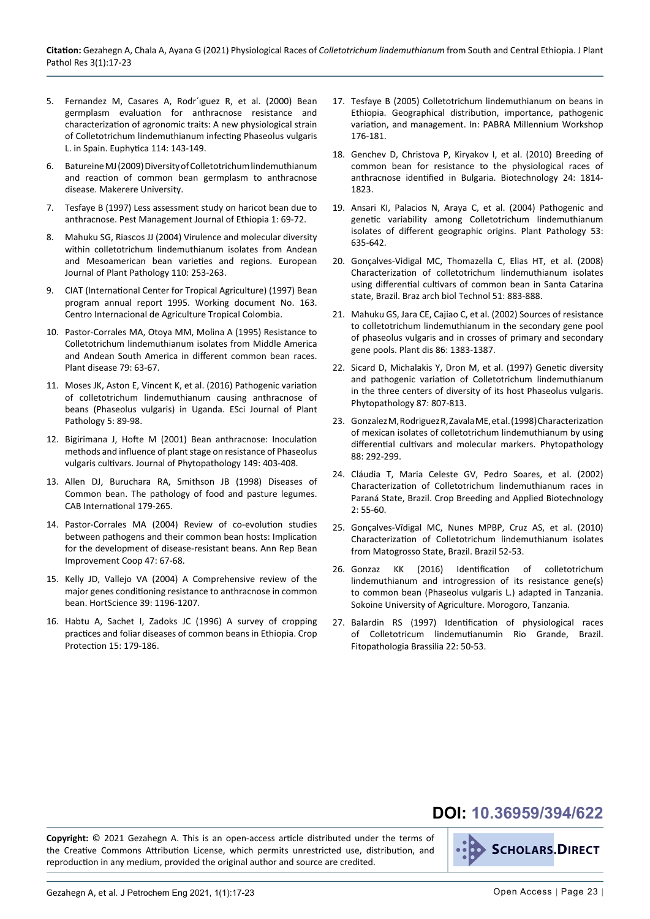5. Fernandez M, Casares A, Rodr´ıguez R, et al. (2000) Bean germplasm evaluation for anthracnose resistance and characterization of agronomic traits: A new physiological strain of Colletotrichum lindemuthianum infecting Phaseolus vulgaris L. in Spain. Euphytica 114: 143-149.
6. Batureine MJ (2009) Diversity of Colletotrichum lindemuthianum and reaction of common bean germplasm to anthracnose disease. Makerere University.
7. Tesfaye B (1997) Less assessment study on haricot bean due to anthracnose. Pest Management Journal of Ethiopia 1: 69-72.
8. Mahuku SG, Riascos JJ (2004) Virulence and molecular diversity within colletotrichum lindemuthianum isolates from Andean and Mesoamerican bean varieties and regions. European Journal of Plant Pathology 110: 253-263.
9. CIAT (International Center for Tropical Agriculture) (1997) Bean program annual report 1995. Working document No. 163. Centro Internacional de Agriculture Tropical Colombia.
10. Pastor-Corrales MA, Otoya MM, Molina A (1995) Resistance to Colletotrichum lindemuthianum isolates from Middle America and Andean South America in different common bean races. Plant disease 79: 63-67.
11. Moses JK, Aston E, Vincent K, et al. (2016) Pathogenic variation of colletotrichum lindemuthianum causing anthracnose of beans (Phaseolus vulgaris) in Uganda. ESci Journal of Plant Pathology 5: 89-98.
12. Bigirimana J, Hofte M (2001) Bean anthracnose: Inoculation methods and influence of plant stage on resistance of Phaseolus vulgaris cultivars. Journal of Phytopathology 149: 403-408.
13. Allen DJ, Buruchara RA, Smithson JB (1998) Diseases of Common bean. The pathology of food and pasture legumes. CAB International 179-265.
14. Pastor-Corrales MA (2004) Review of co-evolution studies between pathogens and their common bean hosts: Implication for the development of disease-resistant beans. Ann Rep Bean Improvement Coop 47: 67-68.
15. Kelly JD, Vallejo VA (2004) A Comprehensive review of the major genes conditioning resistance to anthracnose in common bean. HortScience 39: 1196-1207.
16. Habtu A, Sachet I, Zadoks JC (1996) A survey of cropping practices and foliar diseases of common beans in Ethiopia. Crop Protection 15: 179-186.
17. Tesfaye B (2005) Colletotrichum lindemuthianum on beans in Ethiopia. Geographical distribution, importance, pathogenic variation, and management. In: PABRA Millennium Workshop 176-181.
18. Genchev D, Christova P, Kiryakov I, et al. (2010) Breeding of common bean for resistance to the physiological races of anthracnose identified in Bulgaria. Biotechnology 24: 1814-1823.
19. Ansari KI, Palacios N, Araya C, et al. (2004) Pathogenic and genetic variability among Colletotrichum lindemuthianum isolates of different geographic origins. Plant Pathology 53: 635-642.
20. Gonçalves-Vidigal MC, Thomazella C, Elias HT, et al. (2008) Characterization of colletotrichum lindemuthianum isolates using differential cultivars of common bean in Santa Catarina state, Brazil. Braz arch biol Technol 51: 883-888.
21. Mahuku GS, Jara CE, Cajiao C, et al. (2002) Sources of resistance to colletotrichum lindemuthianum in the secondary gene pool of phaseolus vulgaris and in crosses of primary and secondary gene pools. Plant dis 86: 1383-1387.
22. Sicard D, Michalakis Y, Dron M, et al. (1997) Genetic diversity and pathogenic variation of Colletotrichum lindemuthianum in the three centers of diversity of its host Phaseolus vulgaris. Phytopathology 87: 807-813.
23. Gonzalez M, Rodriguez R, Zavala ME, et al. (1998) Characterization of mexican isolates of colletotrichum lindemuthianum by using differential cultivars and molecular markers. Phytopathology 88: 292-299.
24. Cláudia T, Maria Celeste GV, Pedro Soares, et al. (2002) Characterization of Colletotrichum lindemuthianum races in Paraná State, Brazil. Crop Breeding and Applied Biotechnology 2: 55-60.
25. Gonçalves-Vidigal MC, Nunes MPBP, Cruz AS, et al. (2010) Characterization of Colletotrichum lindemuthianum isolates from Matogrosso State, Brazil. Brazil 52-53.
26. Gonzaz KK (2016) Identification of colletotrichum lindemuthianum and introgression of its resistance gene(s) to common bean (Phaseolus vulgaris L.) adapted in Tanzania. Sokoine University of Agriculture. Morogoro, Tanzania.
27. Balardin RS (1997) Identification of physiological races of Colletotricum lindemutianumin Rio Grande, Brazil. Fitopathologia Brassilia 22: 50-53.

**DOI: 10.36959/394/622**

**Copyright:** © 2021 Gezahegn A. This is an open-access article distributed under the terms of the Creative Commons Attribution License, which permits unrestricted use, distribution, and reproduction in any medium, provided the original author and source are credited.